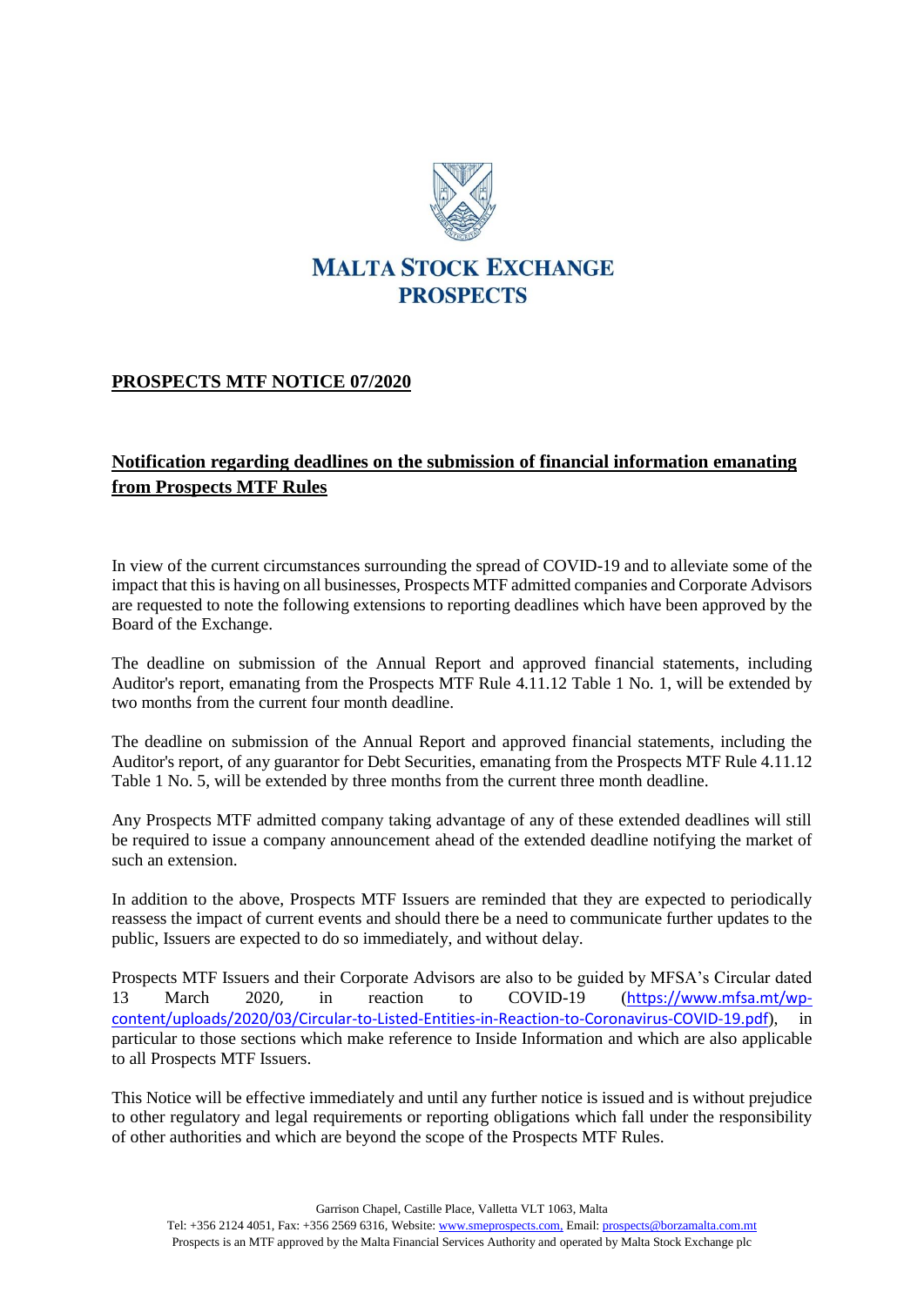**MALTA STOCK EXCHANGE**
**PROSPECTS**

## PROSPECTS MTF NOTICE 07/2020

## Notification regarding deadlines on the submission of financial information emanating from Prospects MTF Rules

In view of the current circumstances surrounding the spread of COVID-19 and to alleviate some of the impact that this is having on all businesses, Prospects MTF admitted companies and Corporate Advisors are requested to note the following extensions to reporting deadlines which have been approved by the Board of the Exchange.

The deadline on submission of the Annual Report and approved financial statements, including Auditor's report, emanating from the Prospects MTF Rule 4.11.12 Table 1 No. 1, will be extended by two months from the current four month deadline.

The deadline on submission of the Annual Report and approved financial statements, including the Auditor's report, of any guarantor for Debt Securities, emanating from the Prospects MTF Rule 4.11.12 Table 1 No. 5, will be extended by three months from the current three month deadline.

Any Prospects MTF admitted company taking advantage of any of these extended deadlines will still be required to issue a company announcement ahead of the extended deadline notifying the market of such an extension.

In addition to the above, Prospects MTF Issuers are reminded that they are expected to periodically reassess the impact of current events and should there be a need to communicate further updates to the public, Issuers are expected to do so immediately, and without delay.

Prospects MTF Issuers and their Corporate Advisors are also to be guided by MFSA's Circular dated 13 March 2020, in reaction to COVID-19 (https://www.mfsa.mt/wp-content/uploads/2020/03/Circular-to-Listed-Entities-in-Reaction-to-Coronavirus-COVID-19.pdf), in particular to those sections which make reference to Inside Information and which are also applicable to all Prospects MTF Issuers.

This Notice will be effective immediately and until any further notice is issued and is without prejudice to other regulatory and legal requirements or reporting obligations which fall under the responsibility of other authorities and which are beyond the scope of the Prospects MTF Rules.

Garrison Chapel, Castille Place, Valletta VLT 1063, Malta
Tel: +356 2124 4051, Fax: +356 2569 6316, Website: www.smeprospects.com, Email: prospects@borzamalta.com.mt
Prospects is an MTF approved by the Malta Financial Services Authority and operated by Malta Stock Exchange plc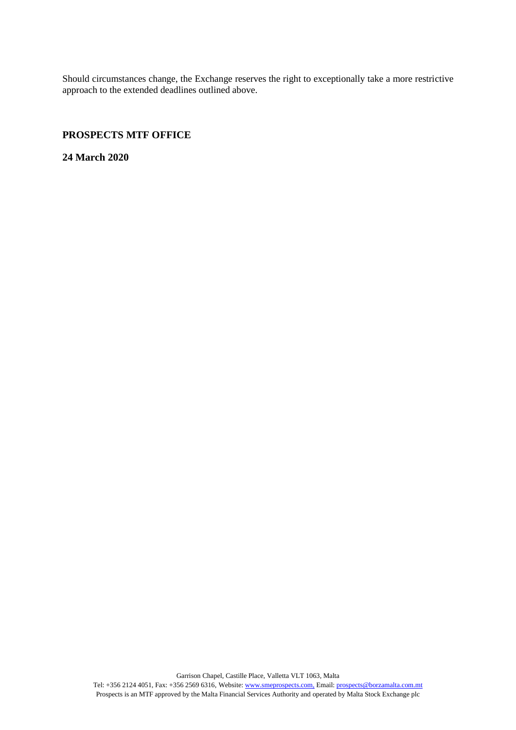Should circumstances change, the Exchange reserves the right to exceptionally take a more restrictive approach to the extended deadlines outlined above.

**PROSPECTS MTF OFFICE**

**24 March 2020**